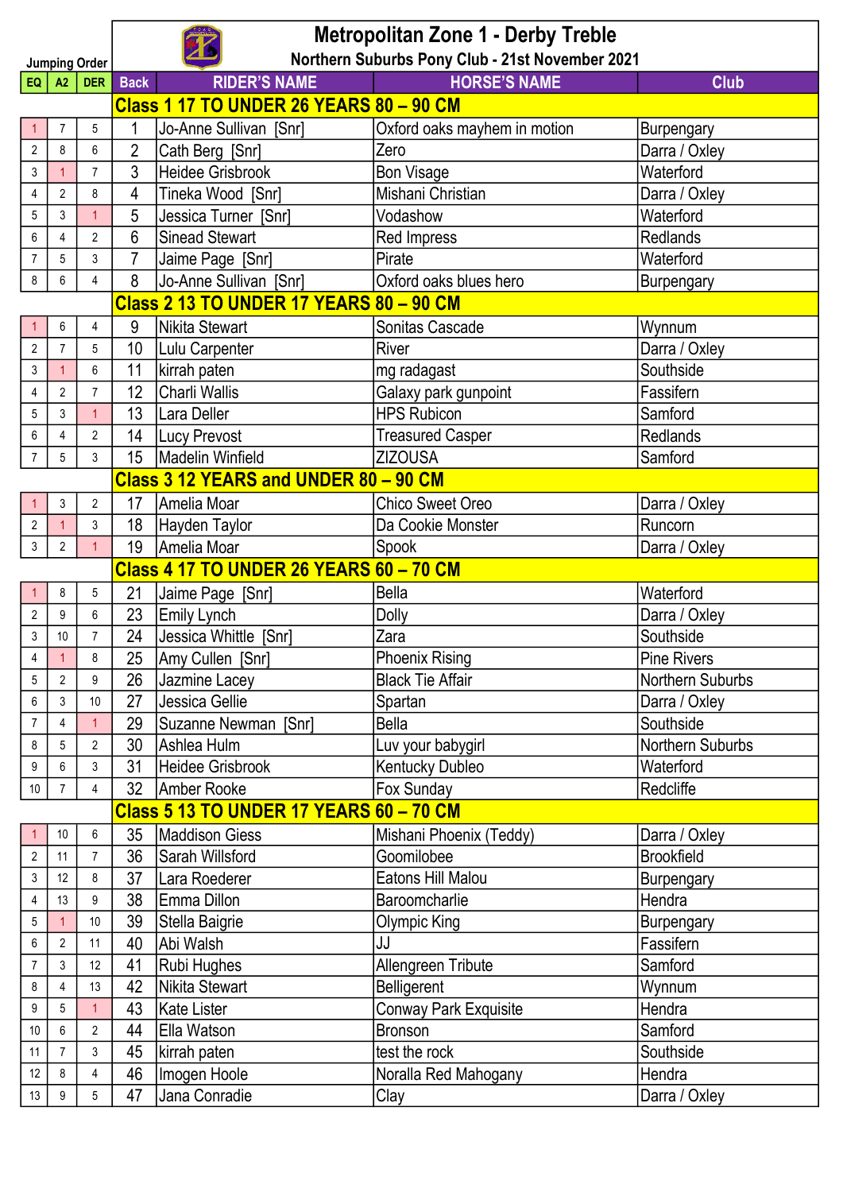# Metropolitan Zone 1 - Derby Treble

## Northern Suburbs Pony Club - 21st November 2021

Jumping Order

| EQ | A2 | DER | Back | RIDER'S NAME | HORSE'S NAME | Club |
|---|---|---|---|---|---|---|
| | | | **Class 1 17 TO UNDER 26 YEARS 80 – 90 CM** | | | |
| 1 | 7 | 5 | 1 | Jo-Anne Sullivan [Snr] | Oxford oaks mayhem in motion | Burpengary |
| 2 | 8 | 6 | 2 | Cath Berg [Snr] | Zero | Darra / Oxley |
| 3 | 1 | 7 | 3 | Heidee Grisbrook | Bon Visage | Waterford |
| 4 | 2 | 8 | 4 | Tineka Wood [Snr] | Mishani Christian | Darra / Oxley |
| 5 | 3 | 1 | 5 | Jessica Turner [Snr] | Vodashow | Waterford |
| 6 | 4 | 2 | 6 | Sinead Stewart | Red Impress | Redlands |
| 7 | 5 | 3 | 7 | Jaime Page [Snr] | Pirate | Waterford |
| 8 | 6 | 4 | 8 | Jo-Anne Sullivan [Snr] | Oxford oaks blues hero | Burpengary |
| | | | **Class 2 13 TO UNDER 17 YEARS 80 – 90 CM** | | | |
| 1 | 6 | 4 | 9 | Nikita Stewart | Sonitas Cascade | Wynnum |
| 2 | 7 | 5 | 10 | Lulu Carpenter | River | Darra / Oxley |
| 3 | 1 | 6 | 11 | kirrah paten | mg radagast | Southside |
| 4 | 2 | 7 | 12 | Charli Wallis | Galaxy park gunpoint | Fassifern |
| 5 | 3 | 1 | 13 | Lara Deller | HPS Rubicon | Samford |
| 6 | 4 | 2 | 14 | Lucy Prevost | Treasured Casper | Redlands |
| 7 | 5 | 3 | 15 | Madelin Winfield | ZIZOUSA | Samford |
| | | | **Class 3 12 YEARS and UNDER 80 – 90 CM** | | | |
| 1 | 3 | 2 | 17 | Amelia Moar | Chico Sweet Oreo | Darra / Oxley |
| 2 | 1 | 3 | 18 | Hayden Taylor | Da Cookie Monster | Runcorn |
| 3 | 2 | 1 | 19 | Amelia Moar | Spook | Darra / Oxley |
| | | | **Class 4 17 TO UNDER 26 YEARS 60 – 70 CM** | | | |
| 1 | 8 | 5 | 21 | Jaime Page [Snr] | Bella | Waterford |
| 2 | 9 | 6 | 23 | Emily Lynch | Dolly | Darra / Oxley |
| 3 | 10 | 7 | 24 | Jessica Whittle [Snr] | Zara | Southside |
| 4 | 1 | 8 | 25 | Amy Cullen [Snr] | Phoenix Rising | Pine Rivers |
| 5 | 2 | 9 | 26 | Jazmine Lacey | Black Tie Affair | Northern Suburbs |
| 6 | 3 | 10 | 27 | Jessica Gellie | Spartan | Darra / Oxley |
| 7 | 4 | 1 | 29 | Suzanne Newman [Snr] | Bella | Southside |
| 8 | 5 | 2 | 30 | Ashlea Hulm | Luv your babygirl | Northern Suburbs |
| 9 | 6 | 3 | 31 | Heidee Grisbrook | Kentucky Dubleo | Waterford |
| 10 | 7 | 4 | 32 | Amber Rooke | Fox Sunday | Redcliffe |
| | | | **Class 5 13 TO UNDER 17 YEARS 60 – 70 CM** | | | |
| 1 | 10 | 6 | 35 | Maddison Giess | Mishani Phoenix (Teddy) | Darra / Oxley |
| 2 | 11 | 7 | 36 | Sarah Willsford | Goomilobee | Brookfield |
| 3 | 12 | 8 | 37 | Lara Roederer | Eatons Hill Malou | Burpengary |
| 4 | 13 | 9 | 38 | Emma Dillon | Baroomcharlie | Hendra |
| 5 | 1 | 10 | 39 | Stella Baigrie | Olympic King | Burpengary |
| 6 | 2 | 11 | 40 | Abi Walsh | JJ | Fassifern |
| 7 | 3 | 12 | 41 | Rubi Hughes | Allengreen Tribute | Samford |
| 8 | 4 | 13 | 42 | Nikita Stewart | Belligerent | Wynnum |
| 9 | 5 | 1 | 43 | Kate Lister | Conway Park Exquisite | Hendra |
| 10 | 6 | 2 | 44 | Ella Watson | Bronson | Samford |
| 11 | 7 | 3 | 45 | kirrah paten | test the rock | Southside |
| 12 | 8 | 4 | 46 | Imogen Hoole | Noralla Red Mahogany | Hendra |
| 13 | 9 | 5 | 47 | Jana Conradie | Clay | Darra / Oxley |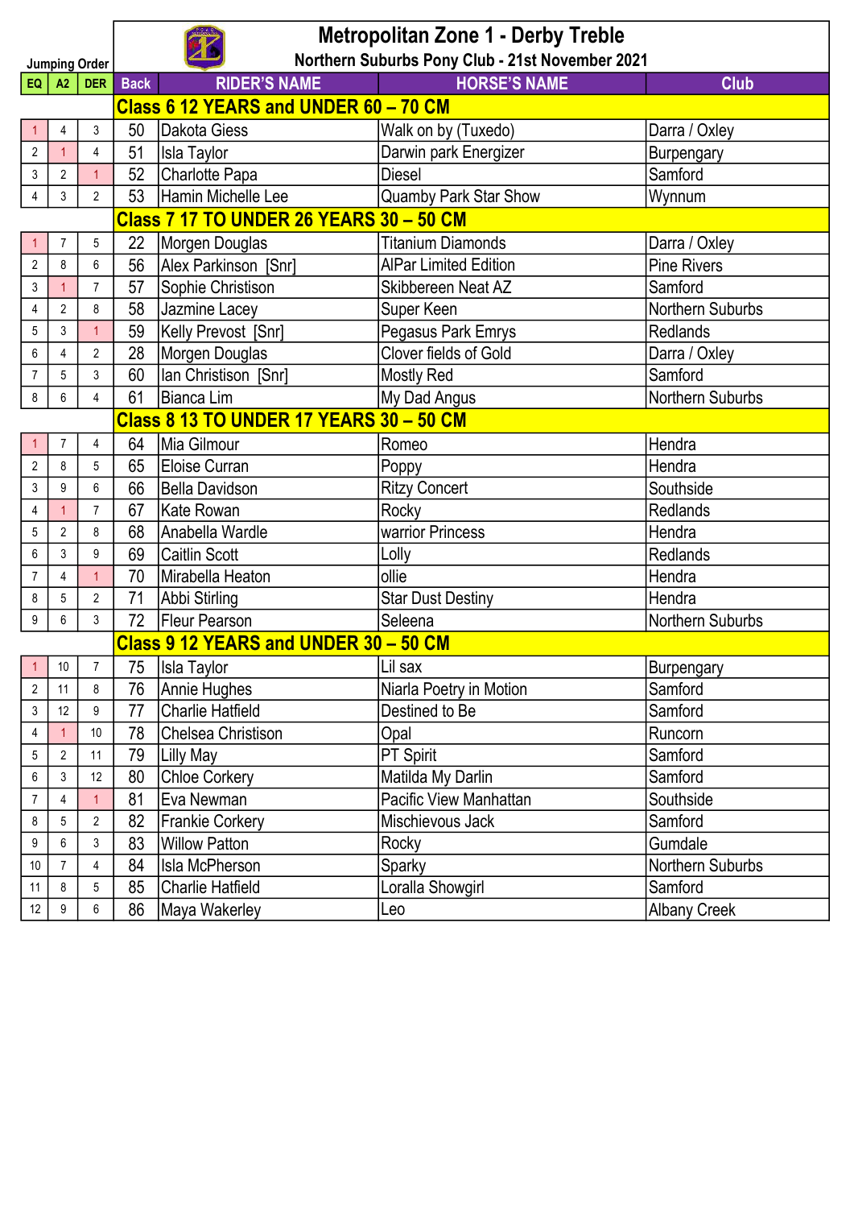# Metropolitan Zone 1 - Derby Treble

## Northern Suburbs Pony Club - 21st November 2021

| Jumping Order | | | | | | |
|---|---|---|---|---|---|---|
| EQ | A2 | DER | Back | RIDER'S NAME | HORSE'S NAME | Club |
| **Class 6 12 YEARS and UNDER 60 – 70 CM** | | | | | | |
| 1 | 4 | 3 | 50 | Dakota Giess | Walk on by (Tuxedo) | Darra / Oxley |
| 2 | 1 | 4 | 51 | Isla Taylor | Darwin park Energizer | Burpengary |
| 3 | 2 | 1 | 52 | Charlotte Papa | Diesel | Samford |
| 4 | 3 | 2 | 53 | Hamin Michelle Lee | Quamby Park Star Show | Wynnum |
| **Class 7 17 TO UNDER 26 YEARS 30 – 50 CM** | | | | | | |
| 1 | 7 | 5 | 22 | Morgen Douglas | Titanium Diamonds | Darra / Oxley |
| 2 | 8 | 6 | 56 | Alex Parkinson [Snr] | AlPar Limited Edition | Pine Rivers |
| 3 | 1 | 7 | 57 | Sophie Christison | Skibbereen Neat AZ | Samford |
| 4 | 2 | 8 | 58 | Jazmine Lacey | Super Keen | Northern Suburbs |
| 5 | 3 | 1 | 59 | Kelly Prevost [Snr] | Pegasus Park Emrys | Redlands |
| 6 | 4 | 2 | 28 | Morgen Douglas | Clover fields of Gold | Darra / Oxley |
| 7 | 5 | 3 | 60 | Ian Christison [Snr] | Mostly Red | Samford |
| 8 | 6 | 4 | 61 | Bianca Lim | My Dad Angus | Northern Suburbs |
| **Class 8 13 TO UNDER 17 YEARS 30 – 50 CM** | | | | | | |
| 1 | 7 | 4 | 64 | Mia Gilmour | Romeo | Hendra |
| 2 | 8 | 5 | 65 | Eloise Curran | Poppy | Hendra |
| 3 | 9 | 6 | 66 | Bella Davidson | Ritzy Concert | Southside |
| 4 | 1 | 7 | 67 | Kate Rowan | Rocky | Redlands |
| 5 | 2 | 8 | 68 | Anabella Wardle | warrior Princess | Hendra |
| 6 | 3 | 9 | 69 | Caitlin Scott | Lolly | Redlands |
| 7 | 4 | 1 | 70 | Mirabella Heaton | ollie | Hendra |
| 8 | 5 | 2 | 71 | Abbi Stirling | Star Dust Destiny | Hendra |
| 9 | 6 | 3 | 72 | Fleur Pearson | Seleena | Northern Suburbs |
| **Class 9 12 YEARS and UNDER 30 – 50 CM** | | | | | | |
| 1 | 10 | 7 | 75 | Isla Taylor | Lil sax | Burpengary |
| 2 | 11 | 8 | 76 | Annie Hughes | Niarla Poetry in Motion | Samford |
| 3 | 12 | 9 | 77 | Charlie Hatfield | Destined to Be | Samford |
| 4 | 1 | 10 | 78 | Chelsea Christison | Opal | Runcorn |
| 5 | 2 | 11 | 79 | Lilly May | PT Spirit | Samford |
| 6 | 3 | 12 | 80 | Chloe Corkery | Matilda My Darlin | Samford |
| 7 | 4 | 1 | 81 | Eva Newman | Pacific View Manhattan | Southside |
| 8 | 5 | 2 | 82 | Frankie Corkery | Mischievous Jack | Samford |
| 9 | 6 | 3 | 83 | Willow Patton | Rocky | Gumdale |
| 10 | 7 | 4 | 84 | Isla McPherson | Sparky | Northern Suburbs |
| 11 | 8 | 5 | 85 | Charlie Hatfield | Loralla Showgirl | Samford |
| 12 | 9 | 6 | 86 | Maya Wakerley | Leo | Albany Creek |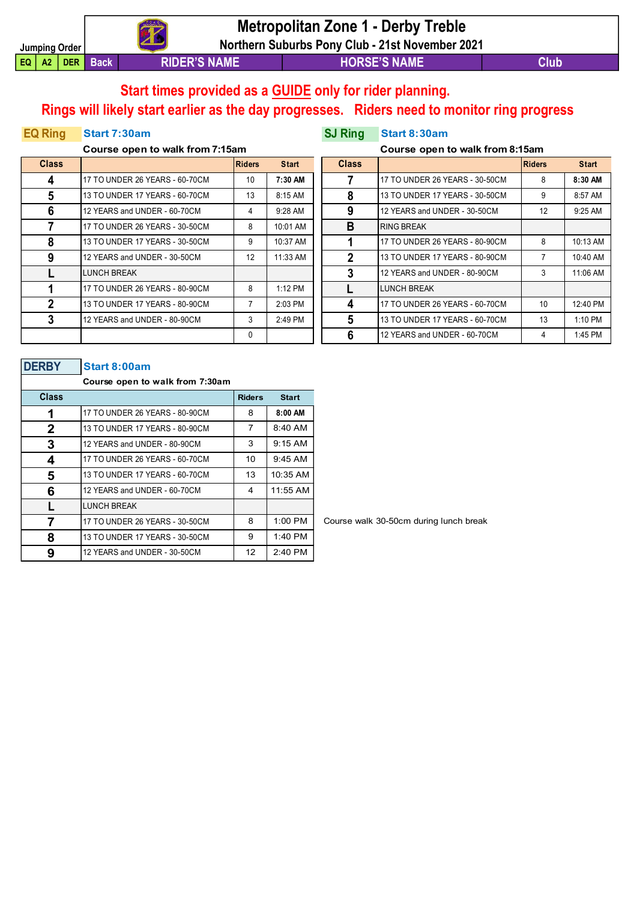# Metropolitan Zone 1 - Derby Treble

## Northern Suburbs Pony Club - 21st November 2021

| Jumping Order | | | | | | |
|---|---|---|---|---|---|---|
| EQ | A2 | DER | Back | RIDER'S NAME | HORSE'S NAME | Club |

**Start times provided as a GUIDE only for rider planning.**

**Rings will likely start earlier as the day progresses. Riders need to monitor ring progress**

**EQ Ring** Start 7:30am

Course open to walk from 7:15am

| Class | | Riders | Start |
|---|---|---|---|
| 4 | 17 TO UNDER 26 YEARS - 60-70CM | 10 | **7:30 AM** |
| 5 | 13 TO UNDER 17 YEARS - 60-70CM | 13 | 8:15 AM |
| 6 | 12 YEARS and UNDER - 60-70CM | 4 | 9:28 AM |
| 7 | 17 TO UNDER 26 YEARS - 30-50CM | 8 | 10:01 AM |
| 8 | 13 TO UNDER 17 YEARS - 30-50CM | 9 | 10:37 AM |
| 9 | 12 YEARS and UNDER - 30-50CM | 12 | 11:33 AM |
| L | LUNCH BREAK | | |
| 1 | 17 TO UNDER 26 YEARS - 80-90CM | 8 | 1:12 PM |
| 2 | 13 TO UNDER 17 YEARS - 80-90CM | 7 | 2:03 PM |
| 3 | 12 YEARS and UNDER - 80-90CM | 3 | 2:49 PM |
| | | 0 | |

**SJ Ring** Start 8:30am

Course open to walk from 8:15am

| Class | | Riders | Start |
|---|---|---|---|
| 7 | 17 TO UNDER 26 YEARS - 30-50CM | 8 | **8:30 AM** |
| 8 | 13 TO UNDER 17 YEARS - 30-50CM | 9 | 8:57 AM |
| 9 | 12 YEARS and UNDER - 30-50CM | 12 | 9:25 AM |
| B | RING BREAK | | |
| 1 | 17 TO UNDER 26 YEARS - 80-90CM | 8 | 10:13 AM |
| 2 | 13 TO UNDER 17 YEARS - 80-90CM | 7 | 10:40 AM |
| 3 | 12 YEARS and UNDER - 80-90CM | 3 | 11:06 AM |
| L | LUNCH BREAK | | |
| 4 | 17 TO UNDER 26 YEARS - 60-70CM | 10 | 12:40 PM |
| 5 | 13 TO UNDER 17 YEARS - 60-70CM | 13 | 1:10 PM |
| 6 | 12 YEARS and UNDER - 60-70CM | 4 | 1:45 PM |

**DERBY** Start 8:00am

Course open to walk from 7:30am

| Class | | Riders | Start |
|---|---|---|---|
| 1 | 17 TO UNDER 26 YEARS - 80-90CM | 8 | **8:00 AM** |
| 2 | 13 TO UNDER 17 YEARS - 80-90CM | 7 | 8:40 AM |
| 3 | 12 YEARS and UNDER - 80-90CM | 3 | 9:15 AM |
| 4 | 17 TO UNDER 26 YEARS - 60-70CM | 10 | 9:45 AM |
| 5 | 13 TO UNDER 17 YEARS - 60-70CM | 13 | 10:35 AM |
| 6 | 12 YEARS and UNDER - 60-70CM | 4 | 11:55 AM |
| L | LUNCH BREAK | | |
| 7 | 17 TO UNDER 26 YEARS - 30-50CM | 8 | 1:00 PM |
| 8 | 13 TO UNDER 17 YEARS - 30-50CM | 9 | 1:40 PM |
| 9 | 12 YEARS and UNDER - 30-50CM | 12 | 2:40 PM |

Course walk 30-50cm during lunch break